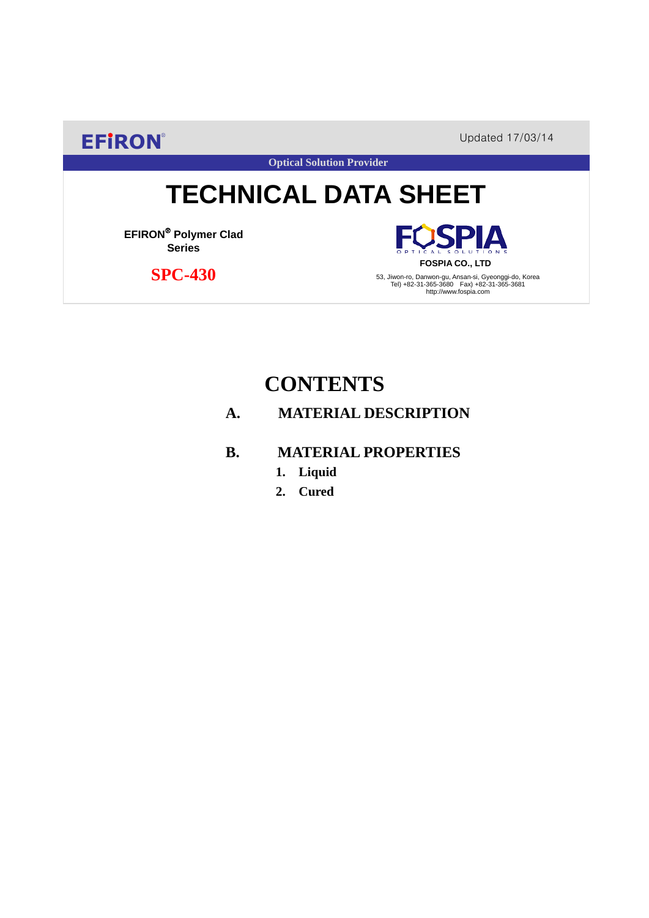EFIRON®

Updated 17/03/14

Optical Solution Provider

# TECHNICAL DATA SHEET

**EFIRON® Polymer Clad Series**

## SPC-430

FOSPIA OPTICAL SOLUTIONS

**FOSPIA CO., LTD**

53, Jiwon-ro, Danwon-gu, Ansan-si, Gyeonggi-do, Korea
Tel) +82-31-365-3680 Fax) +82-31-365-3681
http://www.fospia.com

# CONTENTS

**A. MATERIAL DESCRIPTION**

**B. MATERIAL PROPERTIES**

1. **Liquid**
2. **Cured**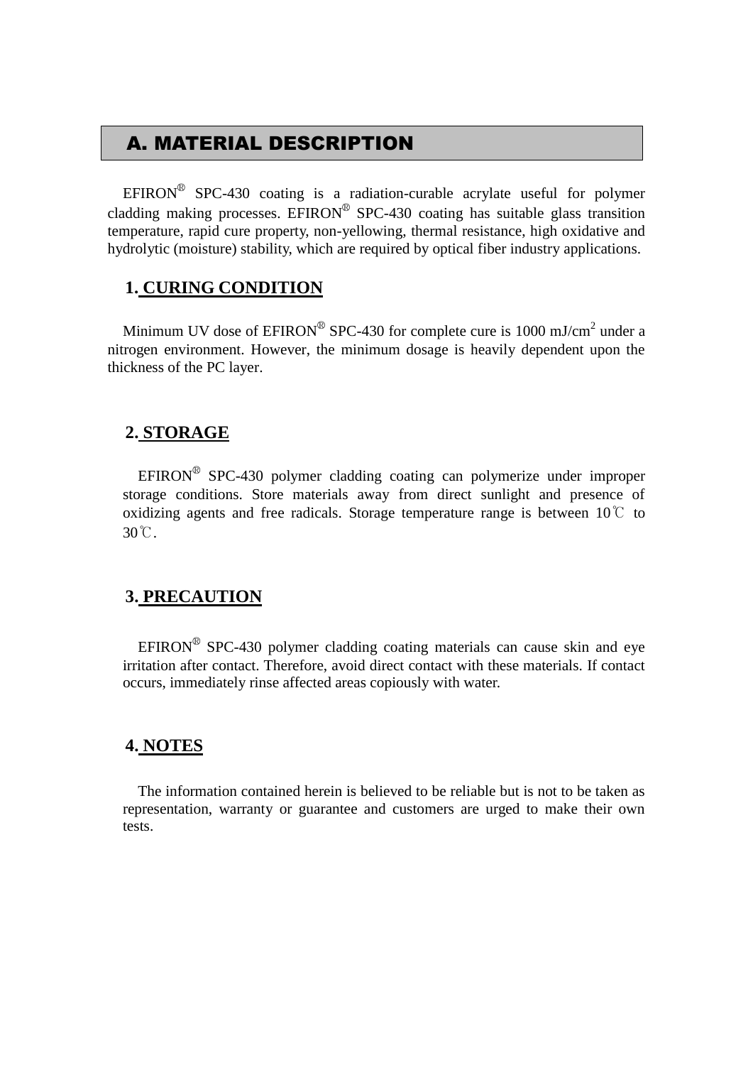## A. MATERIAL DESCRIPTION

EFIRON® SPC-430 coating is a radiation-curable acrylate useful for polymer cladding making processes. EFIRON® SPC-430 coating has suitable glass transition temperature, rapid cure property, non-yellowing, thermal resistance, high oxidative and hydrolytic (moisture) stability, which are required by optical fiber industry applications.

### 1. CURING CONDITION

Minimum UV dose of EFIRON® SPC-430 for complete cure is 1000 mJ/cm$^2$ under a nitrogen environment. However, the minimum dosage is heavily dependent upon the thickness of the PC layer.

### 2. STORAGE

EFIRON® SPC-430 polymer cladding coating can polymerize under improper storage conditions. Store materials away from direct sunlight and presence of oxidizing agents and free radicals. Storage temperature range is between 10℃ to 30℃.

### 3. PRECAUTION

EFIRON® SPC-430 polymer cladding coating materials can cause skin and eye irritation after contact. Therefore, avoid direct contact with these materials. If contact occurs, immediately rinse affected areas copiously with water.

### 4. NOTES

The information contained herein is believed to be reliable but is not to be taken as representation, warranty or guarantee and customers are urged to make their own tests.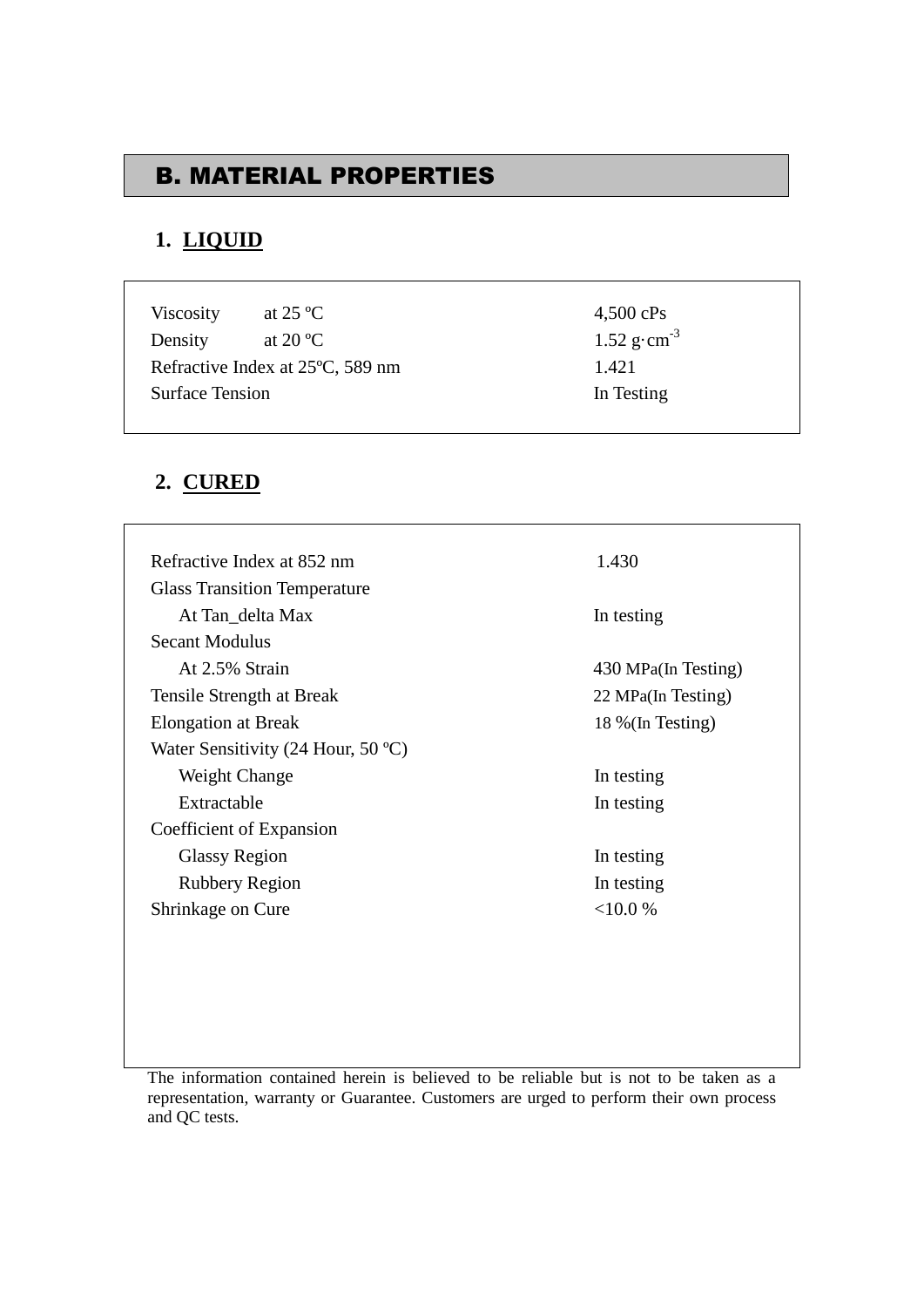## B. MATERIAL PROPERTIES

### 1. LIQUID

| | |
|---|---|
| Viscosity at 25 ºC | 4,500 cPs |
| Density at 20 ºC | 1.52 g·cm$^{-3}$ |
| Refractive Index at 25ºC, 589 nm | 1.421 |
| Surface Tension | In Testing |

### 2. CURED

| | |
|---|---|
| Refractive Index at 852 nm | 1.430 |
| Glass Transition Temperature | |
| At Tan_delta Max | In testing |
| Secant Modulus | |
| At 2.5% Strain | 430 MPa(In Testing) |
| Tensile Strength at Break | 22 MPa(In Testing) |
| Elongation at Break | 18 %(In Testing) |
| Water Sensitivity (24 Hour, 50 ºC) | |
| Weight Change | In testing |
| Extractable | In testing |
| Coefficient of Expansion | |
| Glassy Region | In testing |
| Rubbery Region | In testing |
| Shrinkage on Cure | <10.0 % |

The information contained herein is believed to be reliable but is not to be taken as a representation, warranty or Guarantee. Customers are urged to perform their own process and QC tests.